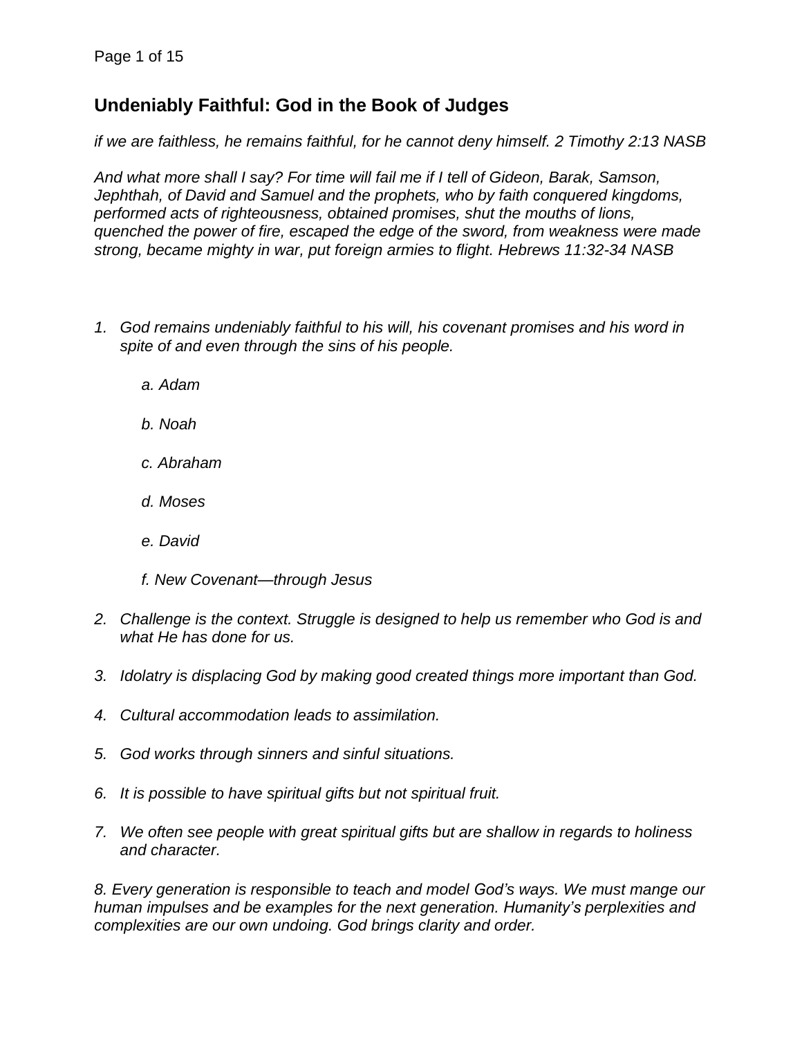# Undeniably Faithful: God in the Book of Judges

*if we are faithless, he remains faithful, for he cannot deny himself. 2 Timothy 2:13 NASB*

*And what more shall I say? For time will fail me if I tell of Gideon, Barak, Samson, Jephthah, of David and Samuel and the prophets, who by faith conquered kingdoms, performed acts of righteousness, obtained promises, shut the mouths of lions, quenched the power of fire, escaped the edge of the sword, from weakness were made strong, became mighty in war, put foreign armies to flight. Hebrews 11:32-34 NASB*

1. *God remains undeniably faithful to his will, his covenant promises and his word in spite of and even through the sins of his people.*

   a. *Adam*

   b. *Noah*

   c. *Abraham*

   d. *Moses*

   e. *David*

   f. *New Covenant—through Jesus*

2. *Challenge is the context. Struggle is designed to help us remember who God is and what He has done for us.*

3. *Idolatry is displacing God by making good created things more important than God.*

4. *Cultural accommodation leads to assimilation.*

5. *God works through sinners and sinful situations.*

6. *It is possible to have spiritual gifts but not spiritual fruit.*

7. *We often see people with great spiritual gifts but are shallow in regards to holiness and character.*

*8. Every generation is responsible to teach and model God's ways. We must mange our human impulses and be examples for the next generation. Humanity's perplexities and complexities are our own undoing. God brings clarity and order.*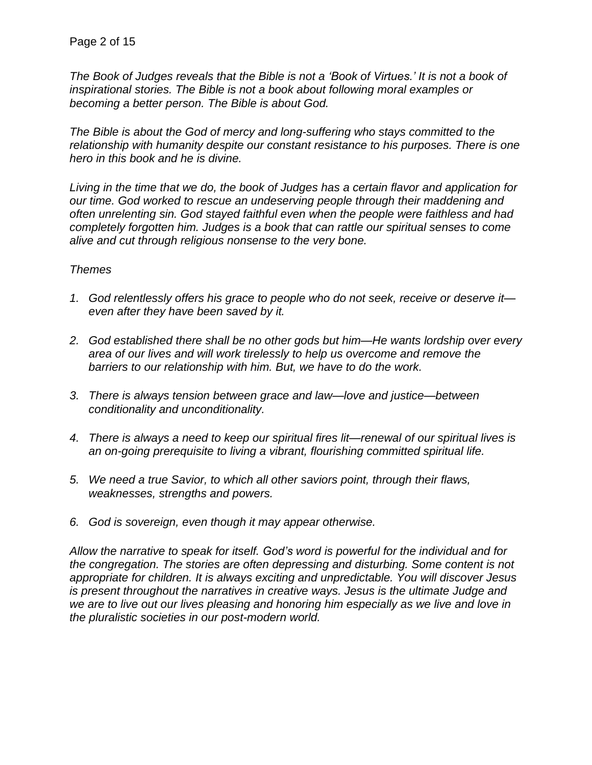*The Book of Judges reveals that the Bible is not a 'Book of Virtues.' It is not a book of inspirational stories. The Bible is not a book about following moral examples or becoming a better person. The Bible is about God.*

*The Bible is about the God of mercy and long-suffering who stays committed to the relationship with humanity despite our constant resistance to his purposes. There is one hero in this book and he is divine.*

*Living in the time that we do, the book of Judges has a certain flavor and application for our time. God worked to rescue an undeserving people through their maddening and often unrelenting sin. God stayed faithful even when the people were faithless and had completely forgotten him. Judges is a book that can rattle our spiritual senses to come alive and cut through religious nonsense to the very bone.*

*Themes*

1. *God relentlessly offers his grace to people who do not seek, receive or deserve it—even after they have been saved by it.*

2. *God established there shall be no other gods but him—He wants lordship over every area of our lives and will work tirelessly to help us overcome and remove the barriers to our relationship with him. But, we have to do the work.*

3. *There is always tension between grace and law—love and justice—between conditionality and unconditionality.*

4. *There is always a need to keep our spiritual fires lit—renewal of our spiritual lives is an on-going prerequisite to living a vibrant, flourishing committed spiritual life.*

5. *We need a true Savior, to which all other saviors point, through their flaws, weaknesses, strengths and powers.*

6. *God is sovereign, even though it may appear otherwise.*

*Allow the narrative to speak for itself. God's word is powerful for the individual and for the congregation. The stories are often depressing and disturbing. Some content is not appropriate for children. It is always exciting and unpredictable. You will discover Jesus is present throughout the narratives in creative ways. Jesus is the ultimate Judge and we are to live out our lives pleasing and honoring him especially as we live and love in the pluralistic societies in our post-modern world.*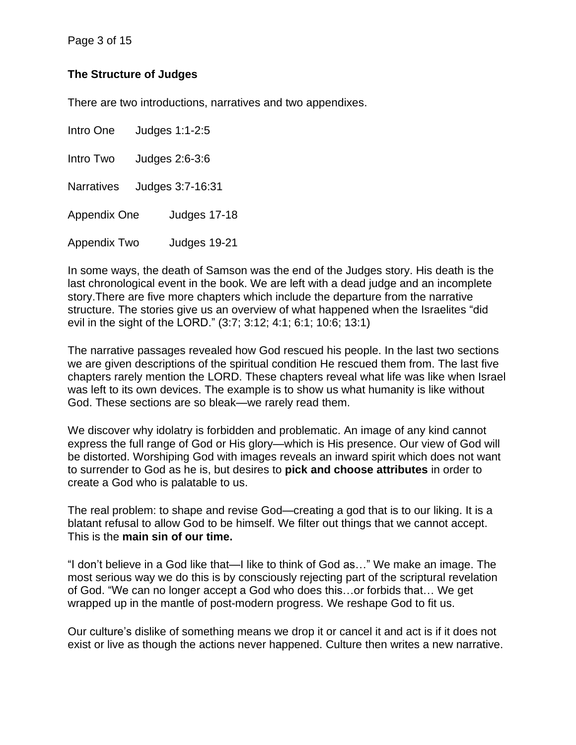**The Structure of Judges**

There are two introductions, narratives and two appendixes.

Intro One Judges 1:1-2:5

Intro Two Judges 2:6-3:6

Narratives Judges 3:7-16:31

Appendix One Judges 17-18

Appendix Two Judges 19-21

In some ways, the death of Samson was the end of the Judges story. His death is the last chronological event in the book. We are left with a dead judge and an incomplete story.There are five more chapters which include the departure from the narrative structure. The stories give us an overview of what happened when the Israelites "did evil in the sight of the LORD." (3:7; 3:12; 4:1; 6:1; 10:6; 13:1)

The narrative passages revealed how God rescued his people. In the last two sections we are given descriptions of the spiritual condition He rescued them from. The last five chapters rarely mention the LORD. These chapters reveal what life was like when Israel was left to its own devices. The example is to show us what humanity is like without God. These sections are so bleak—we rarely read them.

We discover why idolatry is forbidden and problematic. An image of any kind cannot express the full range of God or His glory—which is His presence. Our view of God will be distorted. Worshiping God with images reveals an inward spirit which does not want to surrender to God as he is, but desires to **pick and choose attributes** in order to create a God who is palatable to us.

The real problem: to shape and revise God—creating a god that is to our liking. It is a blatant refusal to allow God to be himself. We filter out things that we cannot accept. This is the **main sin of our time.**

"I don't believe in a God like that—I like to think of God as…" We make an image. The most serious way we do this is by consciously rejecting part of the scriptural revelation of God. "We can no longer accept a God who does this…or forbids that… We get wrapped up in the mantle of post-modern progress. We reshape God to fit us.

Our culture's dislike of something means we drop it or cancel it and act is if it does not exist or live as though the actions never happened. Culture then writes a new narrative.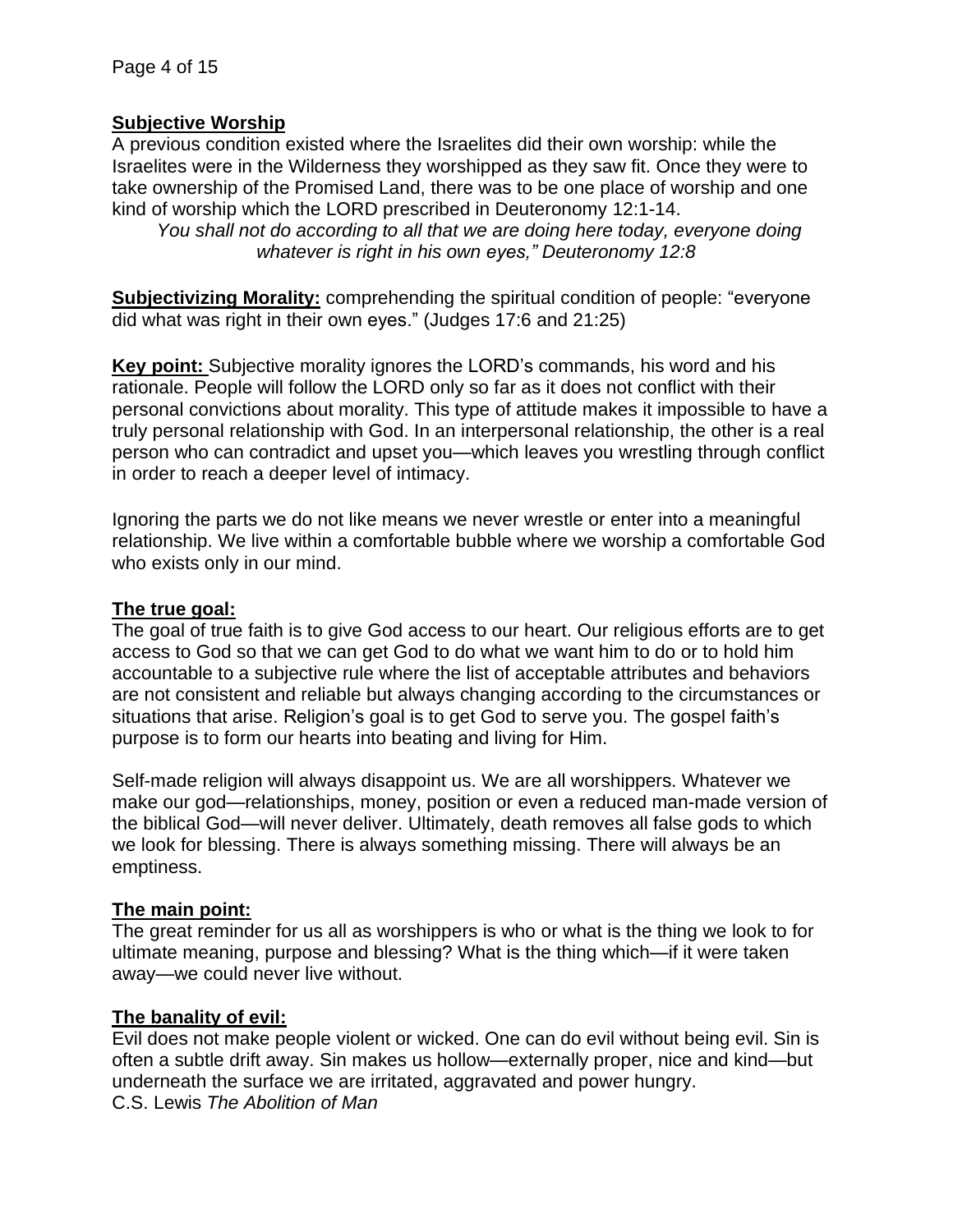**Subjective Worship**

A previous condition existed where the Israelites did their own worship: while the Israelites were in the Wilderness they worshipped as they saw fit. Once they were to take ownership of the Promised Land, there was to be one place of worship and one kind of worship which the LORD prescribed in Deuteronomy 12:1-14.

*You shall not do according to all that we are doing here today, everyone doing whatever is right in his own eyes," Deuteronomy 12:8*

**Subjectivizing Morality:** comprehending the spiritual condition of people: "everyone did what was right in their own eyes." (Judges 17:6 and 21:25)

**Key point:** Subjective morality ignores the LORD's commands, his word and his rationale. People will follow the LORD only so far as it does not conflict with their personal convictions about morality. This type of attitude makes it impossible to have a truly personal relationship with God. In an interpersonal relationship, the other is a real person who can contradict and upset you—which leaves you wrestling through conflict in order to reach a deeper level of intimacy.

Ignoring the parts we do not like means we never wrestle or enter into a meaningful relationship. We live within a comfortable bubble where we worship a comfortable God who exists only in our mind.

**The true goal:**

The goal of true faith is to give God access to our heart. Our religious efforts are to get access to God so that we can get God to do what we want him to do or to hold him accountable to a subjective rule where the list of acceptable attributes and behaviors are not consistent and reliable but always changing according to the circumstances or situations that arise. Religion's goal is to get God to serve you. The gospel faith's purpose is to form our hearts into beating and living for Him.

Self-made religion will always disappoint us. We are all worshippers. Whatever we make our god—relationships, money, position or even a reduced man-made version of the biblical God—will never deliver. Ultimately, death removes all false gods to which we look for blessing. There is always something missing. There will always be an emptiness.

**The main point:**

The great reminder for us all as worshippers is who or what is the thing we look to for ultimate meaning, purpose and blessing? What is the thing which—if it were taken away—we could never live without.

**The banality of evil:**

Evil does not make people violent or wicked. One can do evil without being evil. Sin is often a subtle drift away. Sin makes us hollow—externally proper, nice and kind—but underneath the surface we are irritated, aggravated and power hungry.
C.S. Lewis *The Abolition of Man*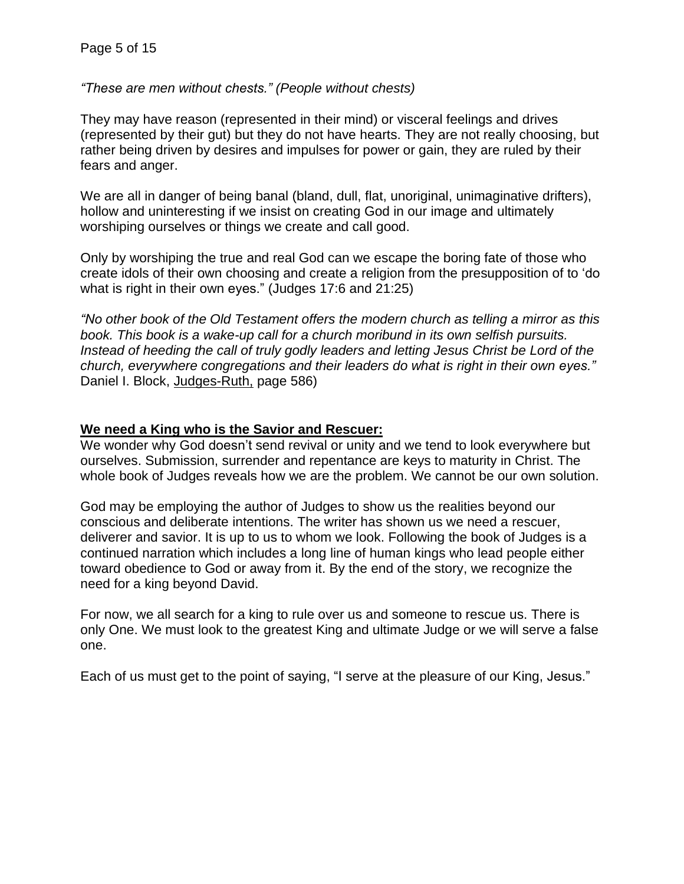*"These are men without chests." (People without chests)*

They may have reason (represented in their mind) or visceral feelings and drives (represented by their gut) but they do not have hearts. They are not really choosing, but rather being driven by desires and impulses for power or gain, they are ruled by their fears and anger.

We are all in danger of being banal (bland, dull, flat, unoriginal, unimaginative drifters), hollow and uninteresting if we insist on creating God in our image and ultimately worshiping ourselves or things we create and call good.

Only by worshiping the true and real God can we escape the boring fate of those who create idols of their own choosing and create a religion from the presupposition of to 'do what is right in their own eyes." (Judges 17:6 and 21:25)

*"No other book of the Old Testament offers the modern church as telling a mirror as this book. This book is a wake-up call for a church moribund in its own selfish pursuits. Instead of heeding the call of truly godly leaders and letting Jesus Christ be Lord of the church, everywhere congregations and their leaders do what is right in their own eyes."* Daniel I. Block, Judges-Ruth, page 586)

**We need a King who is the Savior and Rescuer:**

We wonder why God doesn't send revival or unity and we tend to look everywhere but ourselves. Submission, surrender and repentance are keys to maturity in Christ. The whole book of Judges reveals how we are the problem. We cannot be our own solution.

God may be employing the author of Judges to show us the realities beyond our conscious and deliberate intentions. The writer has shown us we need a rescuer, deliverer and savior. It is up to us to whom we look. Following the book of Judges is a continued narration which includes a long line of human kings who lead people either toward obedience to God or away from it. By the end of the story, we recognize the need for a king beyond David.

For now, we all search for a king to rule over us and someone to rescue us. There is only One. We must look to the greatest King and ultimate Judge or we will serve a false one.

Each of us must get to the point of saying, "I serve at the pleasure of our King, Jesus."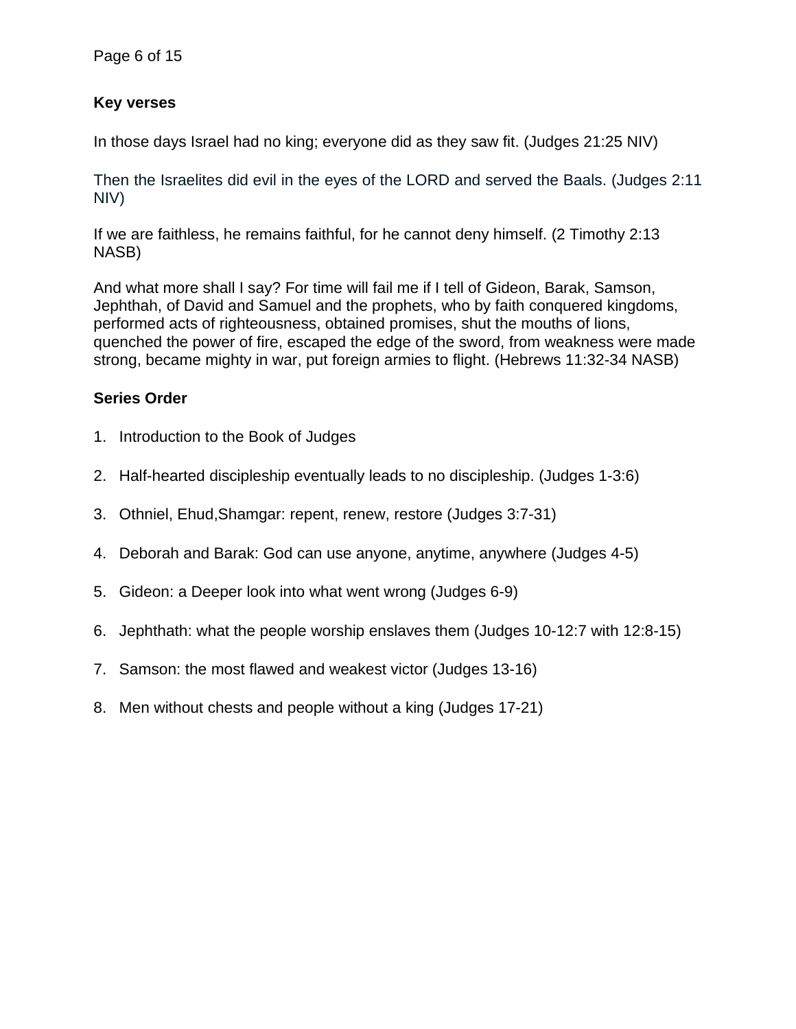**Key verses**

In those days Israel had no king; everyone did as they saw fit. (Judges 21:25 NIV)

Then the Israelites did evil in the eyes of the LORD and served the Baals. (Judges 2:11 NIV)

If we are faithless, he remains faithful, for he cannot deny himself. (2 Timothy 2:13 NASB)

And what more shall I say? For time will fail me if I tell of Gideon, Barak, Samson, Jephthah, of David and Samuel and the prophets, who by faith conquered kingdoms, performed acts of righteousness, obtained promises, shut the mouths of lions, quenched the power of fire, escaped the edge of the sword, from weakness were made strong, became mighty in war, put foreign armies to flight. (Hebrews 11:32-34 NASB)

**Series Order**

1. Introduction to the Book of Judges

2. Half-hearted discipleship eventually leads to no discipleship. (Judges 1-3:6)

3. Othniel, Ehud,Shamgar: repent, renew, restore (Judges 3:7-31)

4. Deborah and Barak: God can use anyone, anytime, anywhere (Judges 4-5)

5. Gideon: a Deeper look into what went wrong (Judges 6-9)

6. Jephthath: what the people worship enslaves them (Judges 10-12:7 with 12:8-15)

7. Samson: the most flawed and weakest victor (Judges 13-16)

8. Men without chests and people without a king (Judges 17-21)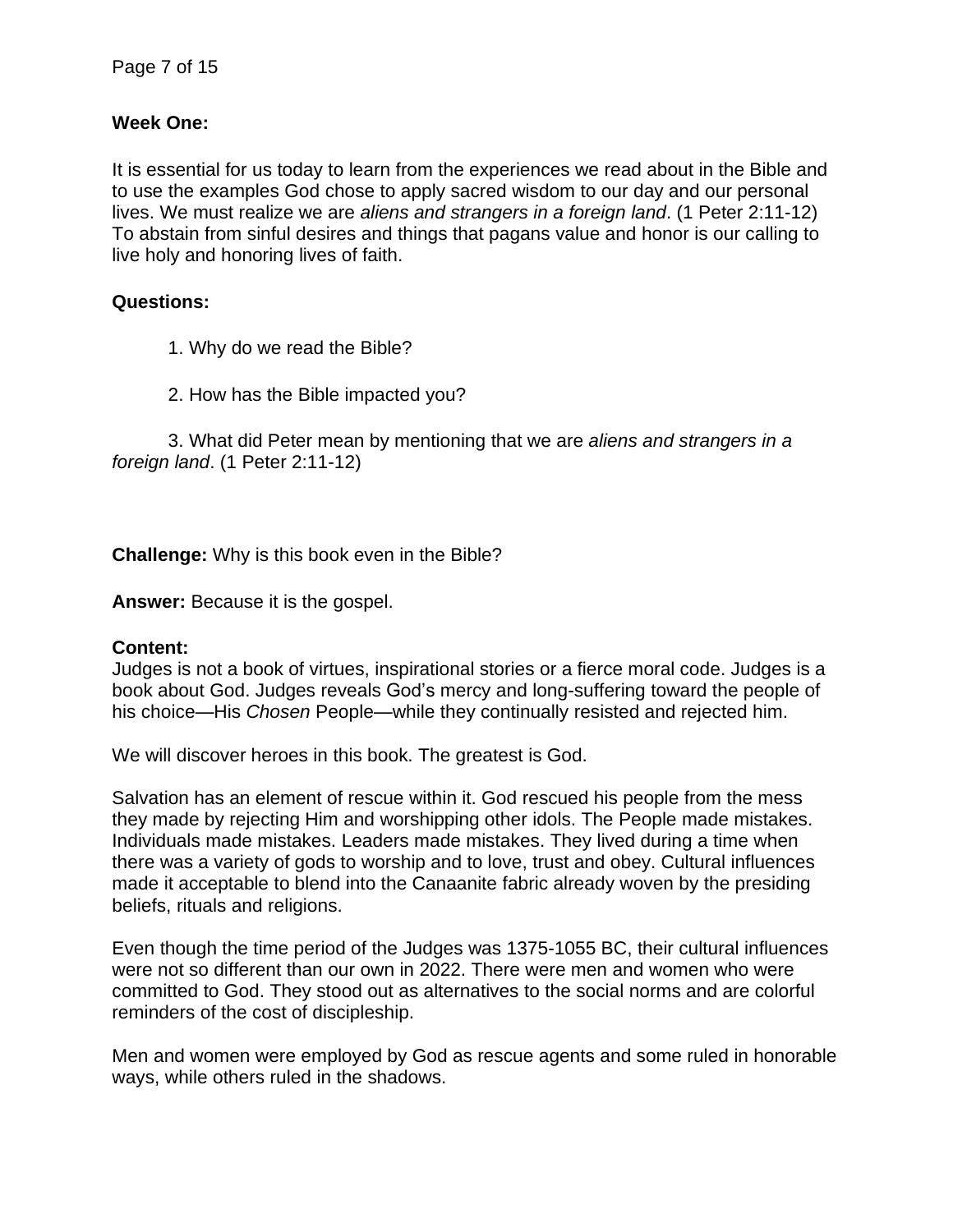**Week One:**

It is essential for us today to learn from the experiences we read about in the Bible and to use the examples God chose to apply sacred wisdom to our day and our personal lives. We must realize we are *aliens and strangers in a foreign land*. (1 Peter 2:11-12) To abstain from sinful desires and things that pagans value and honor is our calling to live holy and honoring lives of faith.

**Questions:**

1. Why do we read the Bible?

2. How has the Bible impacted you?

3. What did Peter mean by mentioning that we are *aliens and strangers in a foreign land*. (1 Peter 2:11-12)

**Challenge:** Why is this book even in the Bible?

**Answer:** Because it is the gospel.

**Content:**
Judges is not a book of virtues, inspirational stories or a fierce moral code. Judges is a book about God. Judges reveals God's mercy and long-suffering toward the people of his choice—His *Chosen* People—while they continually resisted and rejected him.

We will discover heroes in this book. The greatest is God.

Salvation has an element of rescue within it. God rescued his people from the mess they made by rejecting Him and worshipping other idols. The People made mistakes. Individuals made mistakes. Leaders made mistakes. They lived during a time when there was a variety of gods to worship and to love, trust and obey. Cultural influences made it acceptable to blend into the Canaanite fabric already woven by the presiding beliefs, rituals and religions.

Even though the time period of the Judges was 1375-1055 BC, their cultural influences were not so different than our own in 2022. There were men and women who were committed to God. They stood out as alternatives to the social norms and are colorful reminders of the cost of discipleship.

Men and women were employed by God as rescue agents and some ruled in honorable ways, while others ruled in the shadows.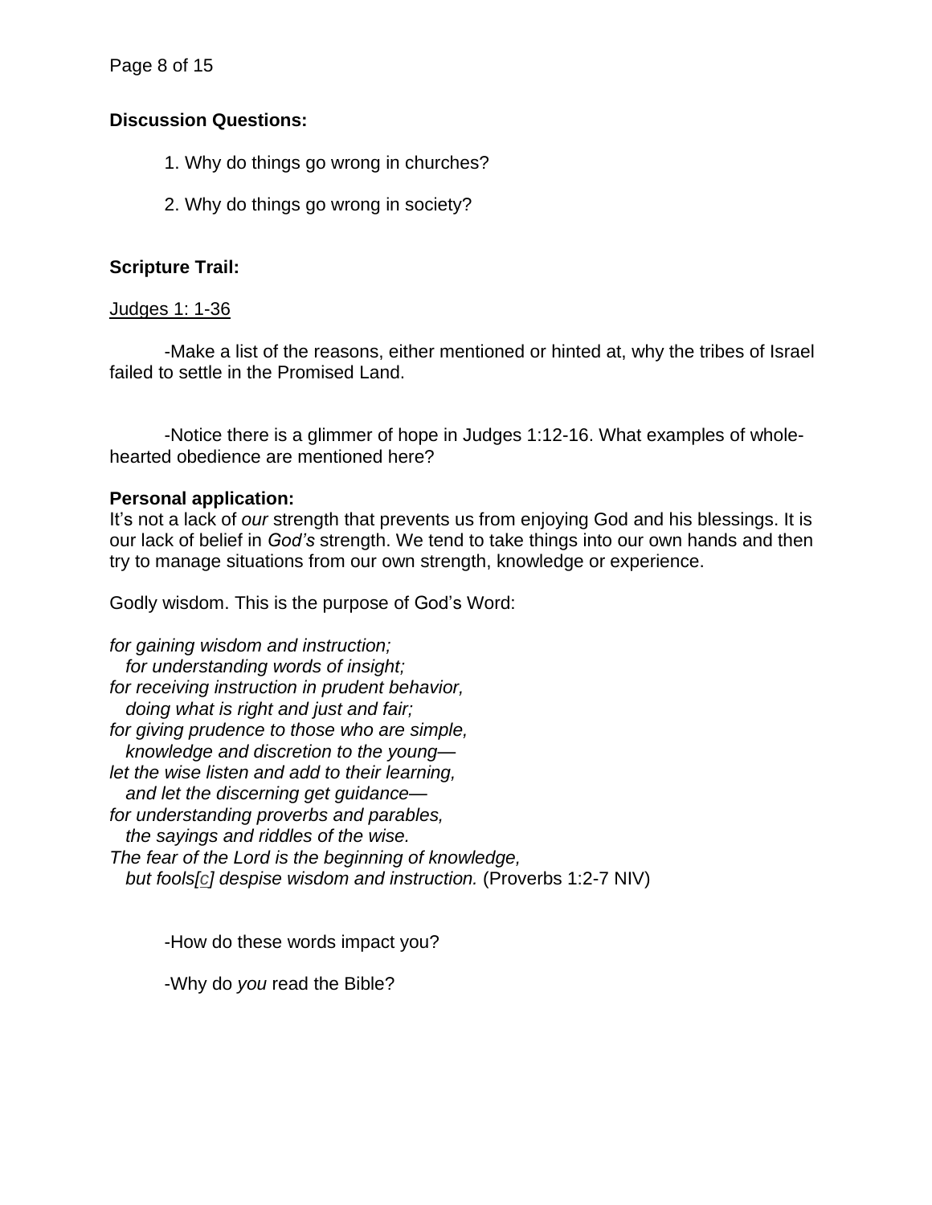**Discussion Questions:**

1. Why do things go wrong in churches?

2. Why do things go wrong in society?

**Scripture Trail:**

Judges 1: 1-36

-Make a list of the reasons, either mentioned or hinted at, why the tribes of Israel failed to settle in the Promised Land.

-Notice there is a glimmer of hope in Judges 1:12-16. What examples of whole-hearted obedience are mentioned here?

**Personal application:**
It's not a lack of *our* strength that prevents us from enjoying God and his blessings. It is our lack of belief in *God's* strength. We tend to take things into our own hands and then try to manage situations from our own strength, knowledge or experience.

Godly wisdom. This is the purpose of God's Word:

*for gaining wisdom and instruction;*
*for understanding words of insight;*
*for receiving instruction in prudent behavior,*
*doing what is right and just and fair;*
*for giving prudence to those who are simple,*
*knowledge and discretion to the young—*
*let the wise listen and add to their learning,*
*and let the discerning get guidance—*
*for understanding proverbs and parables,*
*the sayings and riddles of the wise.*
*The fear of the Lord is the beginning of knowledge,*
*but fools[c] despise wisdom and instruction.* (Proverbs 1:2-7 NIV)

-How do these words impact you?

-Why do *you* read the Bible?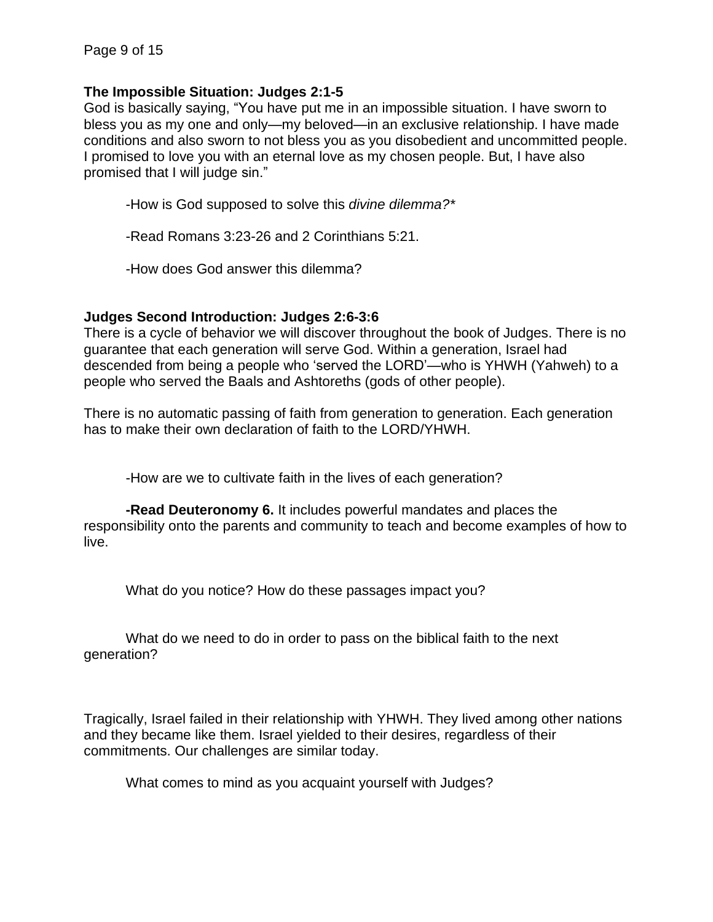**The Impossible Situation: Judges 2:1-5**

God is basically saying, "You have put me in an impossible situation. I have sworn to bless you as my one and only—my beloved—in an exclusive relationship. I have made conditions and also sworn to not bless you as you disobedient and uncommitted people. I promised to love you with an eternal love as my chosen people. But, I have also promised that I will judge sin."

-How is God supposed to solve this *divine dilemma?**

-Read Romans 3:23-26 and 2 Corinthians 5:21.

-How does God answer this dilemma?

**Judges Second Introduction: Judges 2:6-3:6**

There is a cycle of behavior we will discover throughout the book of Judges. There is no guarantee that each generation will serve God. Within a generation, Israel had descended from being a people who 'served the LORD'—who is YHWH (Yahweh) to a people who served the Baals and Ashtoreths (gods of other people).

There is no automatic passing of faith from generation to generation. Each generation has to make their own declaration of faith to the LORD/YHWH.

-How are we to cultivate faith in the lives of each generation?

**-Read Deuteronomy 6.** It includes powerful mandates and places the responsibility onto the parents and community to teach and become examples of how to live.

What do you notice? How do these passages impact you?

What do we need to do in order to pass on the biblical faith to the next generation?

Tragically, Israel failed in their relationship with YHWH. They lived among other nations and they became like them. Israel yielded to their desires, regardless of their commitments. Our challenges are similar today.

What comes to mind as you acquaint yourself with Judges?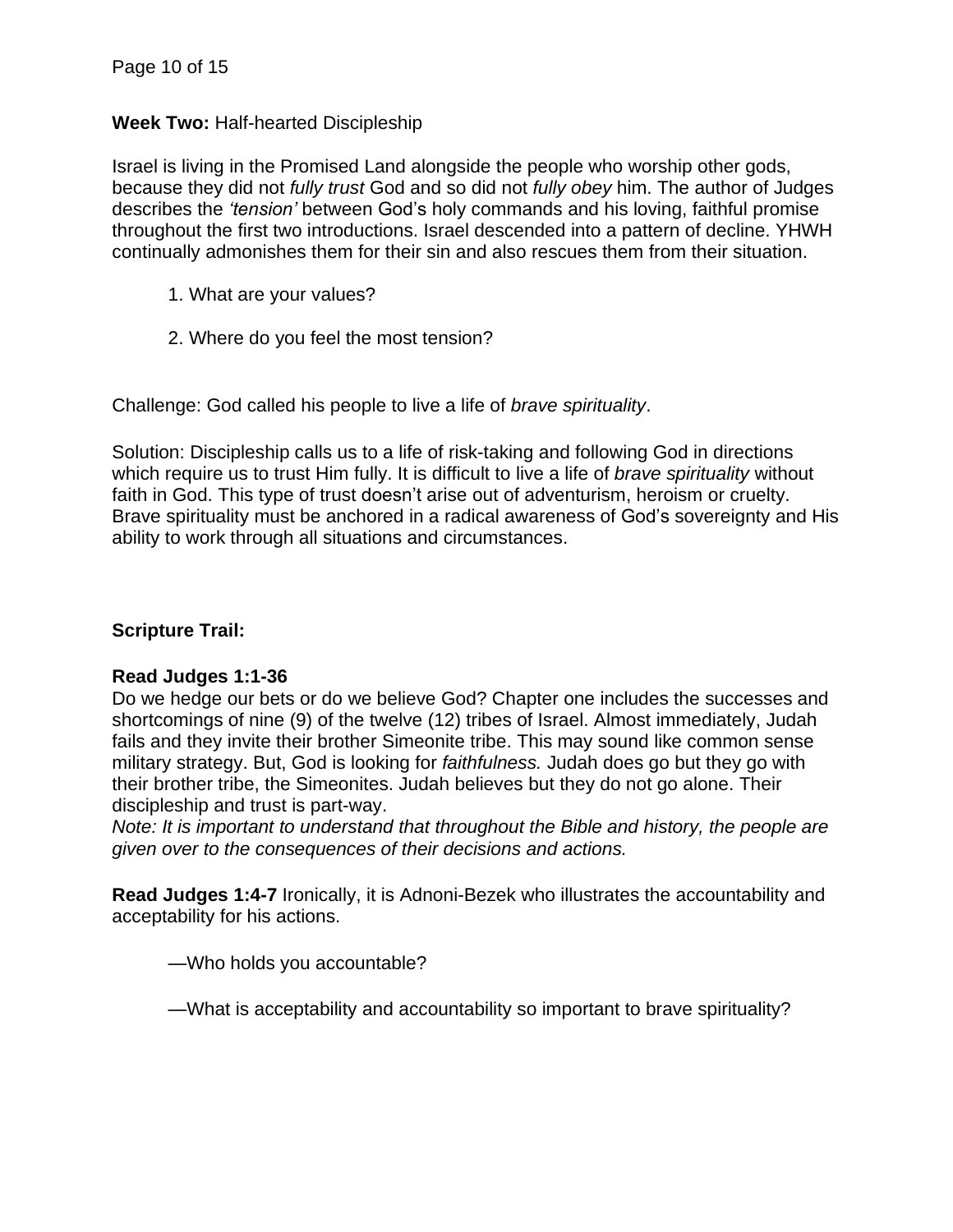**Week Two:** Half-hearted Discipleship

Israel is living in the Promised Land alongside the people who worship other gods, because they did not *fully trust* God and so did not *fully obey* him. The author of Judges describes the *'tension'* between God's holy commands and his loving, faithful promise throughout the first two introductions. Israel descended into a pattern of decline. YHWH continually admonishes them for their sin and also rescues them from their situation.

1. What are your values?

2. Where do you feel the most tension?

Challenge: God called his people to live a life of *brave spirituality*.

Solution: Discipleship calls us to a life of risk-taking and following God in directions which require us to trust Him fully. It is difficult to live a life of *brave spirituality* without faith in God. This type of trust doesn't arise out of adventurism, heroism or cruelty. Brave spirituality must be anchored in a radical awareness of God's sovereignty and His ability to work through all situations and circumstances.

**Scripture Trail:**

**Read Judges 1:1-36**
Do we hedge our bets or do we believe God? Chapter one includes the successes and shortcomings of nine (9) of the twelve (12) tribes of Israel. Almost immediately, Judah fails and they invite their brother Simeonite tribe. This may sound like common sense military strategy. But, God is looking for *faithfulness.* Judah does go but they go with their brother tribe, the Simeonites. Judah believes but they do not go alone. Their discipleship and trust is part-way.
*Note: It is important to understand that throughout the Bible and history, the people are given over to the consequences of their decisions and actions.*

**Read Judges 1:4-7** Ironically, it is Adnoni-Bezek who illustrates the accountability and acceptability for his actions.

—Who holds you accountable?

—What is acceptability and accountability so important to brave spirituality?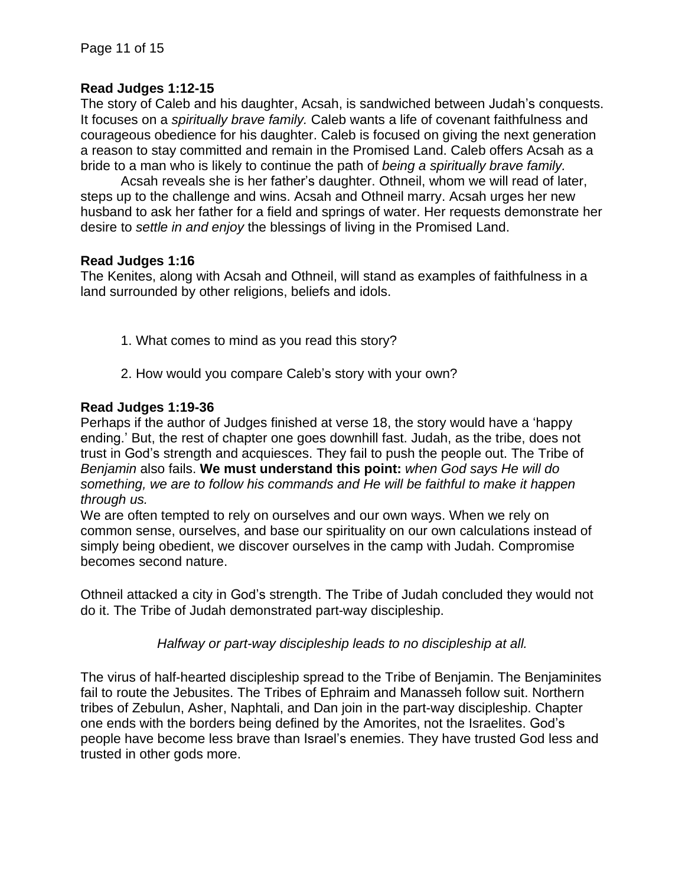**Read Judges 1:12-15**

The story of Caleb and his daughter, Acsah, is sandwiched between Judah's conquests. It focuses on a *spiritually brave family.* Caleb wants a life of covenant faithfulness and courageous obedience for his daughter. Caleb is focused on giving the next generation a reason to stay committed and remain in the Promised Land. Caleb offers Acsah as a bride to a man who is likely to continue the path of *being a spiritually brave family.*

Acsah reveals she is her father's daughter. Othneil, whom we will read of later, steps up to the challenge and wins. Acsah and Othneil marry. Acsah urges her new husband to ask her father for a field and springs of water. Her requests demonstrate her desire to *settle in and enjoy* the blessings of living in the Promised Land.

**Read Judges 1:16**

The Kenites, along with Acsah and Othneil, will stand as examples of faithfulness in a land surrounded by other religions, beliefs and idols.

1. What comes to mind as you read this story?

2. How would you compare Caleb's story with your own?

**Read Judges 1:19-36**

Perhaps if the author of Judges finished at verse 18, the story would have a 'happy ending.' But, the rest of chapter one goes downhill fast. Judah, as the tribe, does not trust in God's strength and acquiesces. They fail to push the people out. The Tribe of *Benjamin* also fails. **We must understand this point:** *when God says He will do something, we are to follow his commands and He will be faithful to make it happen through us.*

We are often tempted to rely on ourselves and our own ways. When we rely on common sense, ourselves, and base our spirituality on our own calculations instead of simply being obedient, we discover ourselves in the camp with Judah. Compromise becomes second nature.

Othneil attacked a city in God's strength. The Tribe of Judah concluded they would not do it. The Tribe of Judah demonstrated part-way discipleship.

*Halfway or part-way discipleship leads to no discipleship at all.*

The virus of half-hearted discipleship spread to the Tribe of Benjamin. The Benjaminites fail to route the Jebusites. The Tribes of Ephraim and Manasseh follow suit. Northern tribes of Zebulun, Asher, Naphtali, and Dan join in the part-way discipleship. Chapter one ends with the borders being defined by the Amorites, not the Israelites. God's people have become less brave than Israel's enemies. They have trusted God less and trusted in other gods more.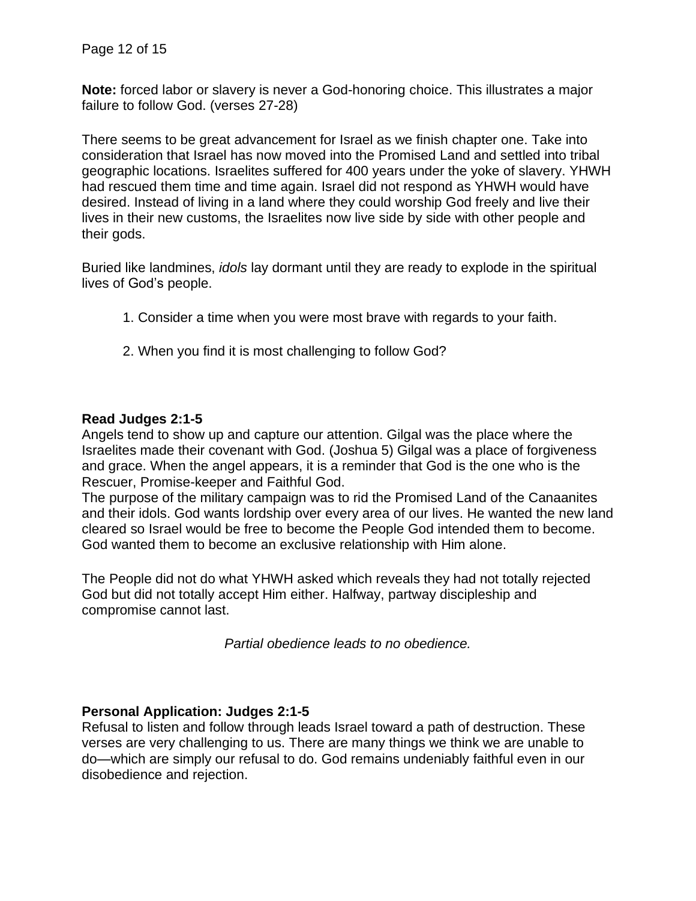**Note:** forced labor or slavery is never a God-honoring choice. This illustrates a major failure to follow God. (verses 27-28)

There seems to be great advancement for Israel as we finish chapter one. Take into consideration that Israel has now moved into the Promised Land and settled into tribal geographic locations. Israelites suffered for 400 years under the yoke of slavery. YHWH had rescued them time and time again. Israel did not respond as YHWH would have desired. Instead of living in a land where they could worship God freely and live their lives in their new customs, the Israelites now live side by side with other people and their gods.

Buried like landmines, *idols* lay dormant until they are ready to explode in the spiritual lives of God's people.

1. Consider a time when you were most brave with regards to your faith.
2. When you find it is most challenging to follow God?

**Read Judges 2:1-5**

Angels tend to show up and capture our attention. Gilgal was the place where the Israelites made their covenant with God. (Joshua 5) Gilgal was a place of forgiveness and grace. When the angel appears, it is a reminder that God is the one who is the Rescuer, Promise-keeper and Faithful God.

The purpose of the military campaign was to rid the Promised Land of the Canaanites and their idols. God wants lordship over every area of our lives. He wanted the new land cleared so Israel would be free to become the People God intended them to become. God wanted them to become an exclusive relationship with Him alone.

The People did not do what YHWH asked which reveals they had not totally rejected God but did not totally accept Him either. Halfway, partway discipleship and compromise cannot last.

*Partial obedience leads to no obedience.*

**Personal Application: Judges 2:1-5**

Refusal to listen and follow through leads Israel toward a path of destruction. These verses are very challenging to us. There are many things we think we are unable to do—which are simply our refusal to do. God remains undeniably faithful even in our disobedience and rejection.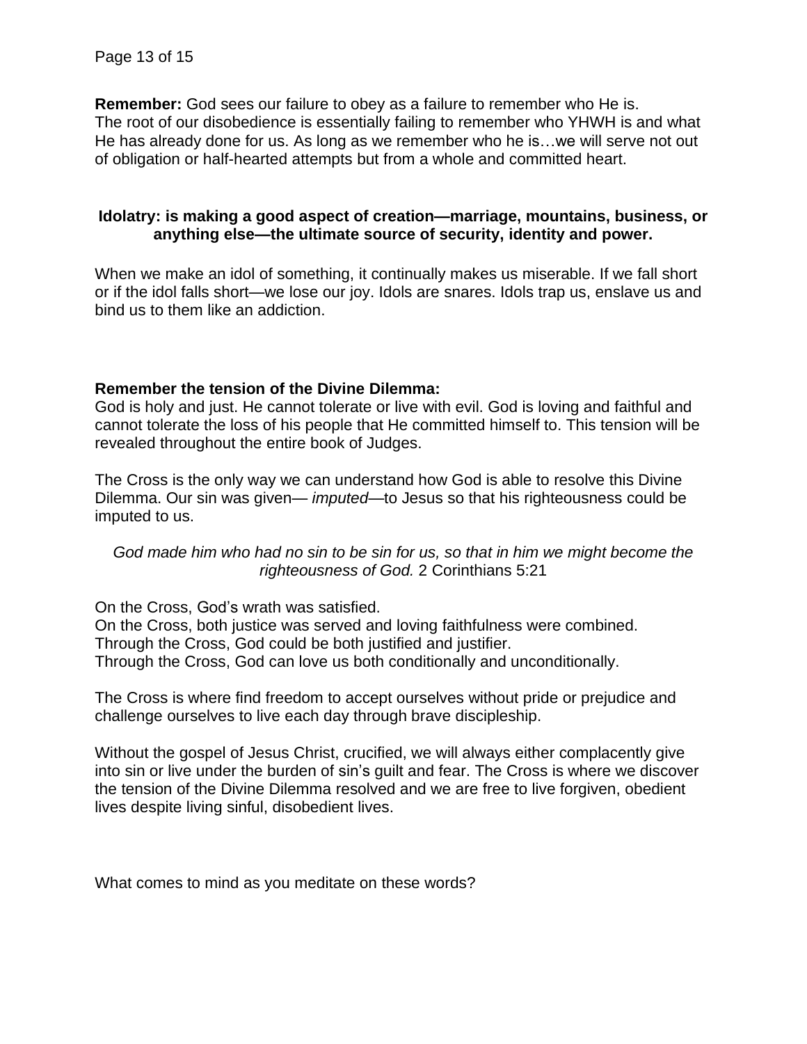**Remember:** God sees our failure to obey as a failure to remember who He is. The root of our disobedience is essentially failing to remember who YHWH is and what He has already done for us. As long as we remember who he is…we will serve not out of obligation or half-hearted attempts but from a whole and committed heart.

**Idolatry: is making a good aspect of creation—marriage, mountains, business, or anything else—the ultimate source of security, identity and power.**

When we make an idol of something, it continually makes us miserable. If we fall short or if the idol falls short—we lose our joy. Idols are snares. Idols trap us, enslave us and bind us to them like an addiction.

**Remember the tension of the Divine Dilemma:**
God is holy and just. He cannot tolerate or live with evil. God is loving and faithful and cannot tolerate the loss of his people that He committed himself to. This tension will be revealed throughout the entire book of Judges.

The Cross is the only way we can understand how God is able to resolve this Divine Dilemma. Our sin was given— *imputed*—to Jesus so that his righteousness could be imputed to us.

*God made him who had no sin to be sin for us, so that in him we might become the righteousness of God.* 2 Corinthians 5:21

On the Cross, God's wrath was satisfied.
On the Cross, both justice was served and loving faithfulness were combined.
Through the Cross, God could be both justified and justifier.
Through the Cross, God can love us both conditionally and unconditionally.

The Cross is where find freedom to accept ourselves without pride or prejudice and challenge ourselves to live each day through brave discipleship.

Without the gospel of Jesus Christ, crucified, we will always either complacently give into sin or live under the burden of sin's guilt and fear. The Cross is where we discover the tension of the Divine Dilemma resolved and we are free to live forgiven, obedient lives despite living sinful, disobedient lives.

What comes to mind as you meditate on these words?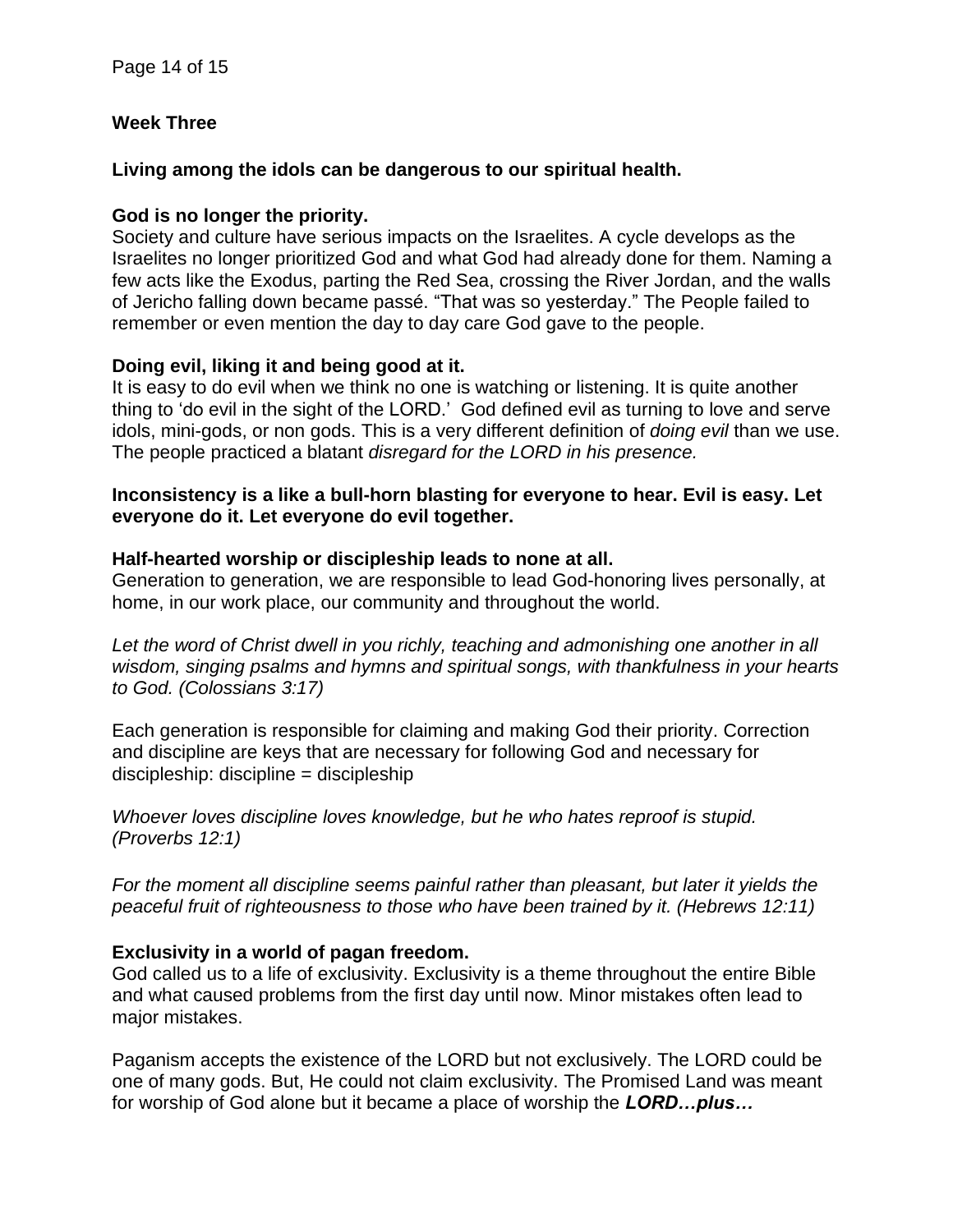**Week Three**

**Living among the idols can be dangerous to our spiritual health.**

**God is no longer the priority.**
Society and culture have serious impacts on the Israelites. A cycle develops as the Israelites no longer prioritized God and what God had already done for them. Naming a few acts like the Exodus, parting the Red Sea, crossing the River Jordan, and the walls of Jericho falling down became passé. "That was so yesterday." The People failed to remember or even mention the day to day care God gave to the people.

**Doing evil, liking it and being good at it.**
It is easy to do evil when we think no one is watching or listening. It is quite another thing to 'do evil in the sight of the LORD.' God defined evil as turning to love and serve idols, mini-gods, or non gods. This is a very different definition of *doing evil* than we use. The people practiced a blatant *disregard for the LORD in his presence.*

**Inconsistency is a like a bull-horn blasting for everyone to hear. Evil is easy. Let everyone do it. Let everyone do evil together.**

**Half-hearted worship or discipleship leads to none at all.**
Generation to generation, we are responsible to lead God-honoring lives personally, at home, in our work place, our community and throughout the world.

*Let the word of Christ dwell in you richly, teaching and admonishing one another in all wisdom, singing psalms and hymns and spiritual songs, with thankfulness in your hearts to God. (Colossians 3:17)*

Each generation is responsible for claiming and making God their priority. Correction and discipline are keys that are necessary for following God and necessary for discipleship: discipline = discipleship

*Whoever loves discipline loves knowledge, but he who hates reproof is stupid. (Proverbs 12:1)*

*For the moment all discipline seems painful rather than pleasant, but later it yields the peaceful fruit of righteousness to those who have been trained by it. (Hebrews 12:11)*

**Exclusivity in a world of pagan freedom.**
God called us to a life of exclusivity. Exclusivity is a theme throughout the entire Bible and what caused problems from the first day until now. Minor mistakes often lead to major mistakes.

Paganism accepts the existence of the LORD but not exclusively. The LORD could be one of many gods. But, He could not claim exclusivity. The Promised Land was meant for worship of God alone but it became a place of worship the ***LORD…plus…***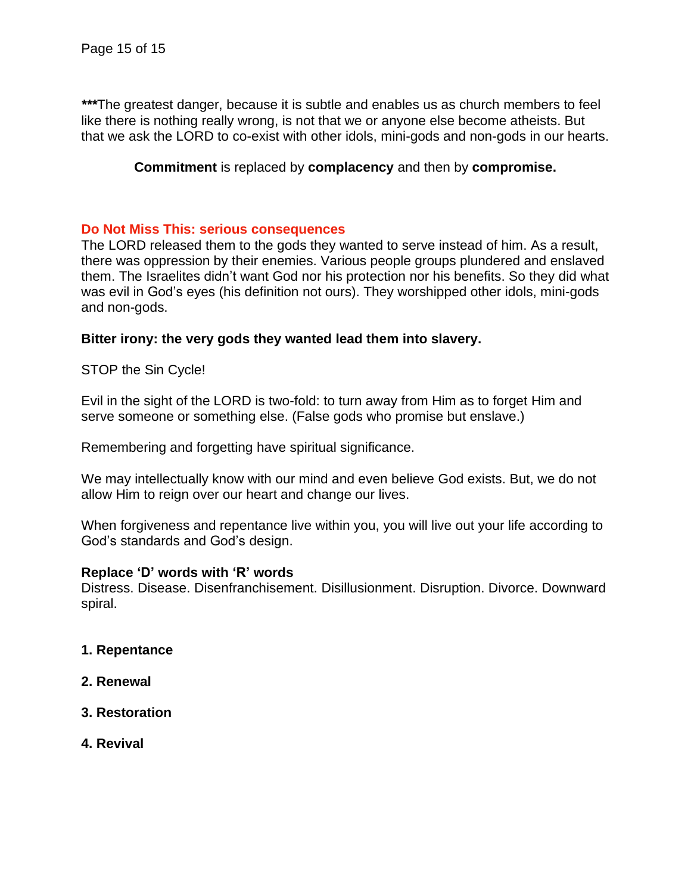**\*\*\***The greatest danger, because it is subtle and enables us as church members to feel like there is nothing really wrong, is not that we or anyone else become atheists. But that we ask the LORD to co-exist with other idols, mini-gods and non-gods in our hearts.

**Commitment** is replaced by **complacency** and then by **compromise.**

**Do Not Miss This: serious consequences**

The LORD released them to the gods they wanted to serve instead of him. As a result, there was oppression by their enemies. Various people groups plundered and enslaved them. The Israelites didn't want God nor his protection nor his benefits. So they did what was evil in God's eyes (his definition not ours). They worshipped other idols, mini-gods and non-gods.

**Bitter irony: the very gods they wanted lead them into slavery.**

STOP the Sin Cycle!

Evil in the sight of the LORD is two-fold: to turn away from Him as to forget Him and serve someone or something else. (False gods who promise but enslave.)

Remembering and forgetting have spiritual significance.

We may intellectually know with our mind and even believe God exists. But, we do not allow Him to reign over our heart and change our lives.

When forgiveness and repentance live within you, you will live out your life according to God's standards and God's design.

**Replace 'D' words with 'R' words**

Distress. Disease. Disenfranchisement. Disillusionment. Disruption. Divorce. Downward spiral.

**1. Repentance**

**2. Renewal**

**3. Restoration**

**4. Revival**